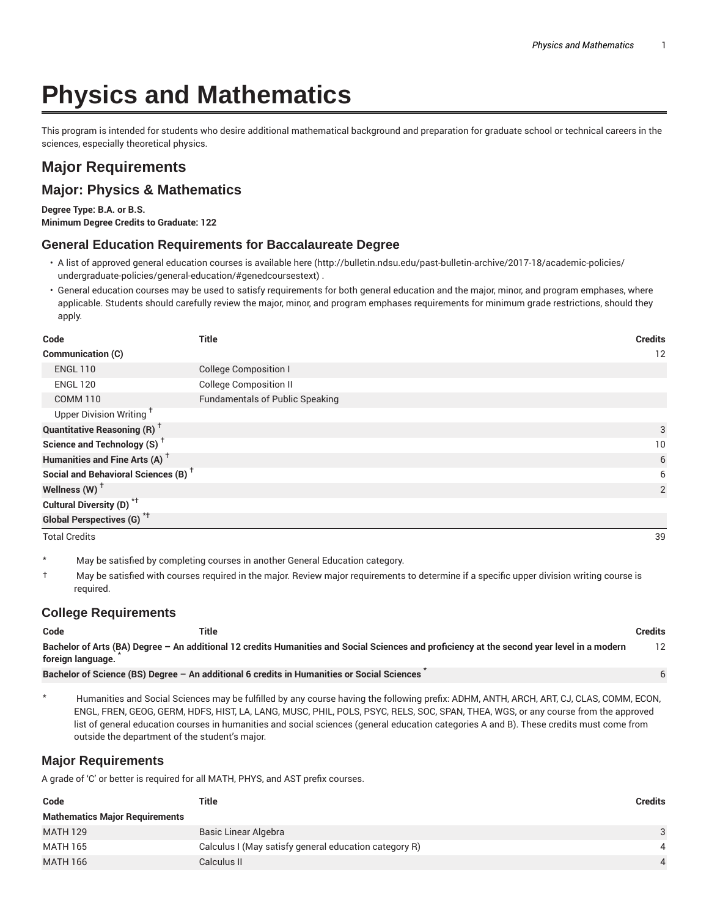# Physics and Mathematics

This program is intended for students who desire additional mathematical background and preparation for graduate school or technical careers in the sciences, especially theoretical physics.

## Major Requirements

## Major: Physics & Mathematics

**Degree Type: B.A. or B.S.**
**Minimum Degree Credits to Graduate: 122**

### General Education Requirements for Baccalaureate Degree

- A list of approved general education courses is available here (http://bulletin.ndsu.edu/past-bulletin-archive/2017-18/academic-policies/undergraduate-policies/general-education/#genedcoursestext) .
- General education courses may be used to satisfy requirements for both general education and the major, minor, and program emphases, where applicable. Students should carefully review the major, minor, and program emphases requirements for minimum grade restrictions, should they apply.

| Code | Title | Credits |
|---|---|---|
| **Communication (C)** | | 12 |
| ENGL 110 | College Composition I | |
| ENGL 120 | College Composition II | |
| COMM 110 | Fundamentals of Public Speaking | |
| Upper Division Writing † | | |
| **Quantitative Reasoning (R) †** | | 3 |
| **Science and Technology (S) †** | | 10 |
| **Humanities and Fine Arts (A) †** | | 6 |
| **Social and Behavioral Sciences (B) †** | | 6 |
| **Wellness (W) †** | | 2 |
| **Cultural Diversity (D) *†** | | |
| **Global Perspectives (G) *†** | | |
| Total Credits | | 39 |

\* May be satisfied by completing courses in another General Education category.

† May be satisfied with courses required in the major. Review major requirements to determine if a specific upper division writing course is required.

### College Requirements

| Code | Title | Credits |
|---|---|---|
| **Bachelor of Arts (BA) Degree – An additional 12 credits Humanities and Social Sciences and proficiency at the second year level in a modern foreign language. *** | | 12 |
| **Bachelor of Science (BS) Degree – An additional 6 credits in Humanities or Social Sciences *** | | 6 |

\* Humanities and Social Sciences may be fulfilled by any course having the following prefix: ADHM, ANTH, ARCH, ART, CJ, CLAS, COMM, ECON, ENGL, FREN, GEOG, GERM, HDFS, HIST, LA, LANG, MUSC, PHIL, POLS, PSYC, RELS, SOC, SPAN, THEA, WGS, or any course from the approved list of general education courses in humanities and social sciences (general education categories A and B). These credits must come from outside the department of the student's major.

### Major Requirements

A grade of 'C' or better is required for all MATH, PHYS, and AST prefix courses.

| Code | Title | Credits |
|---|---|---|
| **Mathematics Major Requirements** | | |
| MATH 129 | Basic Linear Algebra | 3 |
| MATH 165 | Calculus I (May satisfy general education category R) | 4 |
| MATH 166 | Calculus II | 4 |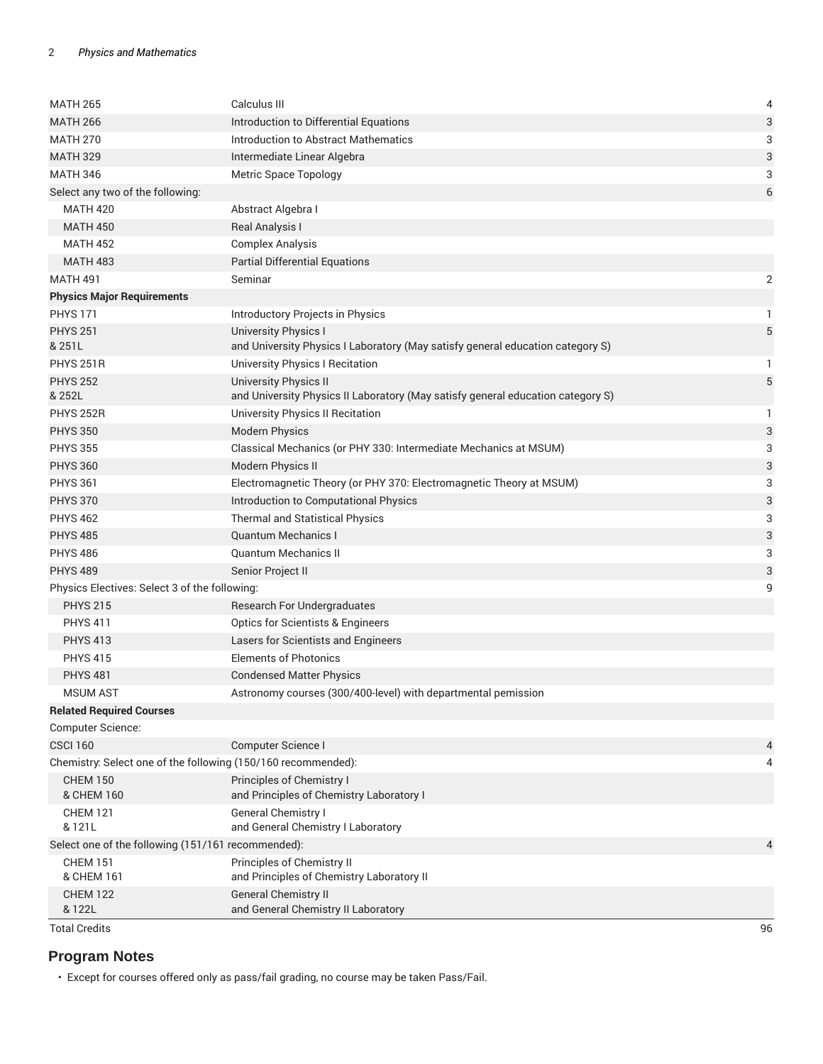| | | |
|---|---|---|
| MATH 265 | Calculus III | 4 |
| MATH 266 | Introduction to Differential Equations | 3 |
| MATH 270 | Introduction to Abstract Mathematics | 3 |
| MATH 329 | Intermediate Linear Algebra | 3 |
| MATH 346 | Metric Space Topology | 3 |
| Select any two of the following: | | 6 |
| MATH 420 | Abstract Algebra I | |
| MATH 450 | Real Analysis I | |
| MATH 452 | Complex Analysis | |
| MATH 483 | Partial Differential Equations | |
| MATH 491 | Seminar | 2 |
| **Physics Major Requirements** | | |
| PHYS 171 | Introductory Projects in Physics | 1 |
| PHYS 251 & 251L | University Physics I and University Physics I Laboratory (May satisfy general education category S) | 5 |
| PHYS 251R | University Physics I Recitation | 1 |
| PHYS 252 & 252L | University Physics II and University Physics II Laboratory (May satisfy general education category S) | 5 |
| PHYS 252R | University Physics II Recitation | 1 |
| PHYS 350 | Modern Physics | 3 |
| PHYS 355 | Classical Mechanics (or PHY 330: Intermediate Mechanics at MSUM) | 3 |
| PHYS 360 | Modern Physics II | 3 |
| PHYS 361 | Electromagnetic Theory (or PHY 370: Electromagnetic Theory at MSUM) | 3 |
| PHYS 370 | Introduction to Computational Physics | 3 |
| PHYS 462 | Thermal and Statistical Physics | 3 |
| PHYS 485 | Quantum Mechanics I | 3 |
| PHYS 486 | Quantum Mechanics II | 3 |
| PHYS 489 | Senior Project II | 3 |
| Physics Electives: Select 3 of the following: | | 9 |
| PHYS 215 | Research For Undergraduates | |
| PHYS 411 | Optics for Scientists & Engineers | |
| PHYS 413 | Lasers for Scientists and Engineers | |
| PHYS 415 | Elements of Photonics | |
| PHYS 481 | Condensed Matter Physics | |
| MSUM AST | Astronomy courses (300/400-level) with departmental pemission | |
| **Related Required Courses** | | |
| Computer Science: | | |
| CSCI 160 | Computer Science I | 4 |
| Chemistry: Select one of the following (150/160 recommended): | | 4 |
| CHEM 150 & CHEM 160 | Principles of Chemistry I and Principles of Chemistry Laboratory I | |
| CHEM 121 & 121L | General Chemistry I and General Chemistry I Laboratory | |
| Select one of the following (151/161 recommended): | | 4 |
| CHEM 151 & CHEM 161 | Principles of Chemistry II and Principles of Chemistry Laboratory II | |
| CHEM 122 & 122L | General Chemistry II and General Chemistry II Laboratory | |
| Total Credits | | 96 |

## Program Notes

- Except for courses offered only as pass/fail grading, no course may be taken Pass/Fail.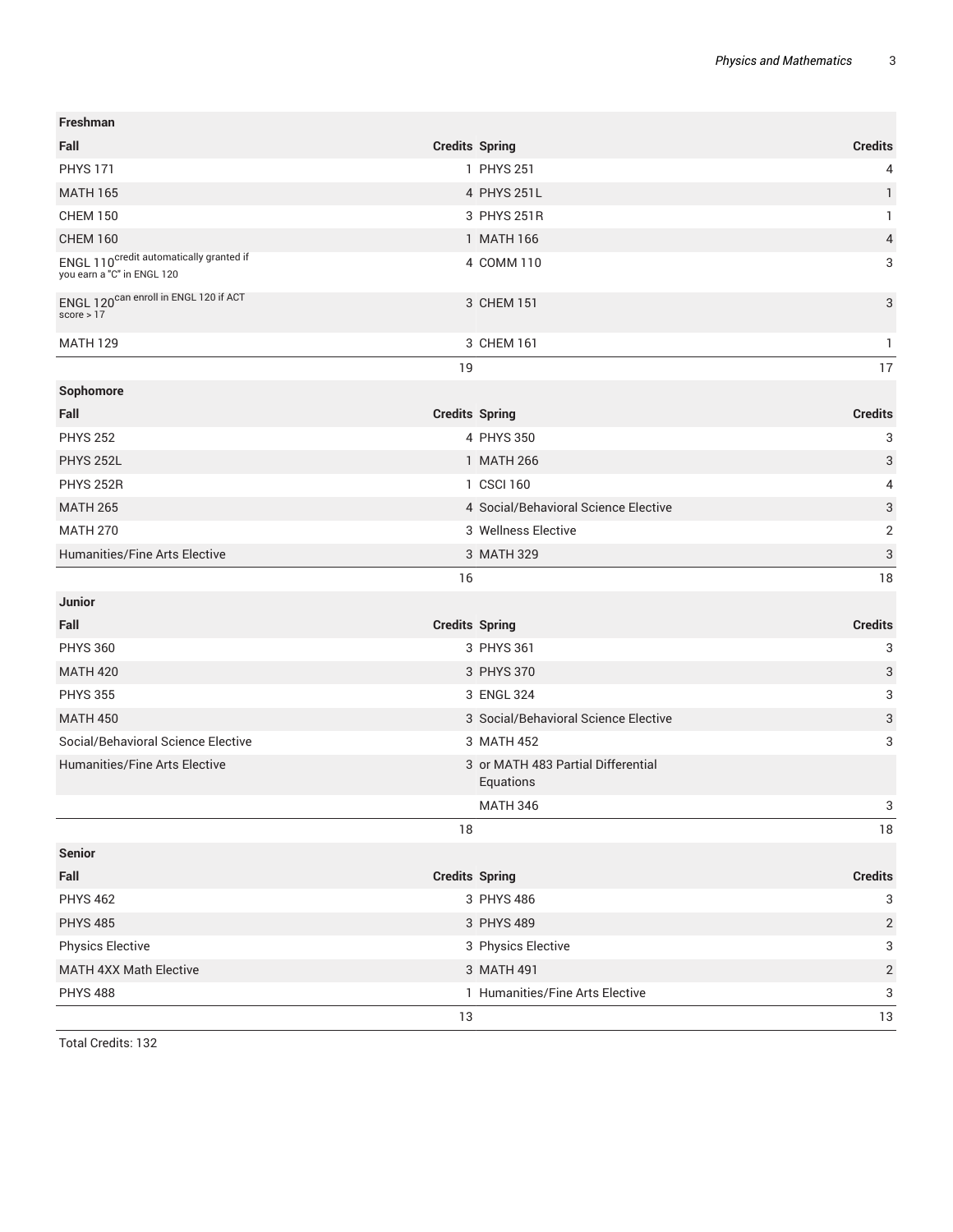| Freshman | | | |
|---|---|---|---|
| **Fall** | **Credits** | **Spring** | **Credits** |
| PHYS 171 | 1 | PHYS 251 | 4 |
| MATH 165 | 4 | PHYS 251L | 1 |
| CHEM 150 | 3 | PHYS 251R | 1 |
| CHEM 160 | 1 | MATH 166 | 4 |
| ENGL 110 credit automatically granted if you earn a "C" in ENGL 120 | 4 | COMM 110 | 3 |
| ENGL 120 can enroll in ENGL 120 if ACT score > 17 | 3 | CHEM 151 | 3 |
| MATH 129 | 3 | CHEM 161 | 1 |
| | 19 | | 17 |
| **Sophomore** | | | |
| **Fall** | **Credits** | **Spring** | **Credits** |
| PHYS 252 | 4 | PHYS 350 | 3 |
| PHYS 252L | 1 | MATH 266 | 3 |
| PHYS 252R | 1 | CSCI 160 | 4 |
| MATH 265 | 4 | Social/Behavioral Science Elective | 3 |
| MATH 270 | 3 | Wellness Elective | 2 |
| Humanities/Fine Arts Elective | 3 | MATH 329 | 3 |
| | 16 | | 18 |
| **Junior** | | | |
| **Fall** | **Credits** | **Spring** | **Credits** |
| PHYS 360 | 3 | PHYS 361 | 3 |
| MATH 420 | 3 | PHYS 370 | 3 |
| PHYS 355 | 3 | ENGL 324 | 3 |
| MATH 450 | 3 | Social/Behavioral Science Elective | 3 |
| Social/Behavioral Science Elective | 3 | MATH 452 | 3 |
| Humanities/Fine Arts Elective | 3 | or MATH 483 Partial Differential Equations | |
| | | MATH 346 | 3 |
| | 18 | | 18 |
| **Senior** | | | |
| **Fall** | **Credits** | **Spring** | **Credits** |
| PHYS 462 | 3 | PHYS 486 | 3 |
| PHYS 485 | 3 | PHYS 489 | 2 |
| Physics Elective | 3 | Physics Elective | 3 |
| MATH 4XX Math Elective | 3 | MATH 491 | 2 |
| PHYS 488 | 1 | Humanities/Fine Arts Elective | 3 |
| | 13 | | 13 |

Total Credits: 132